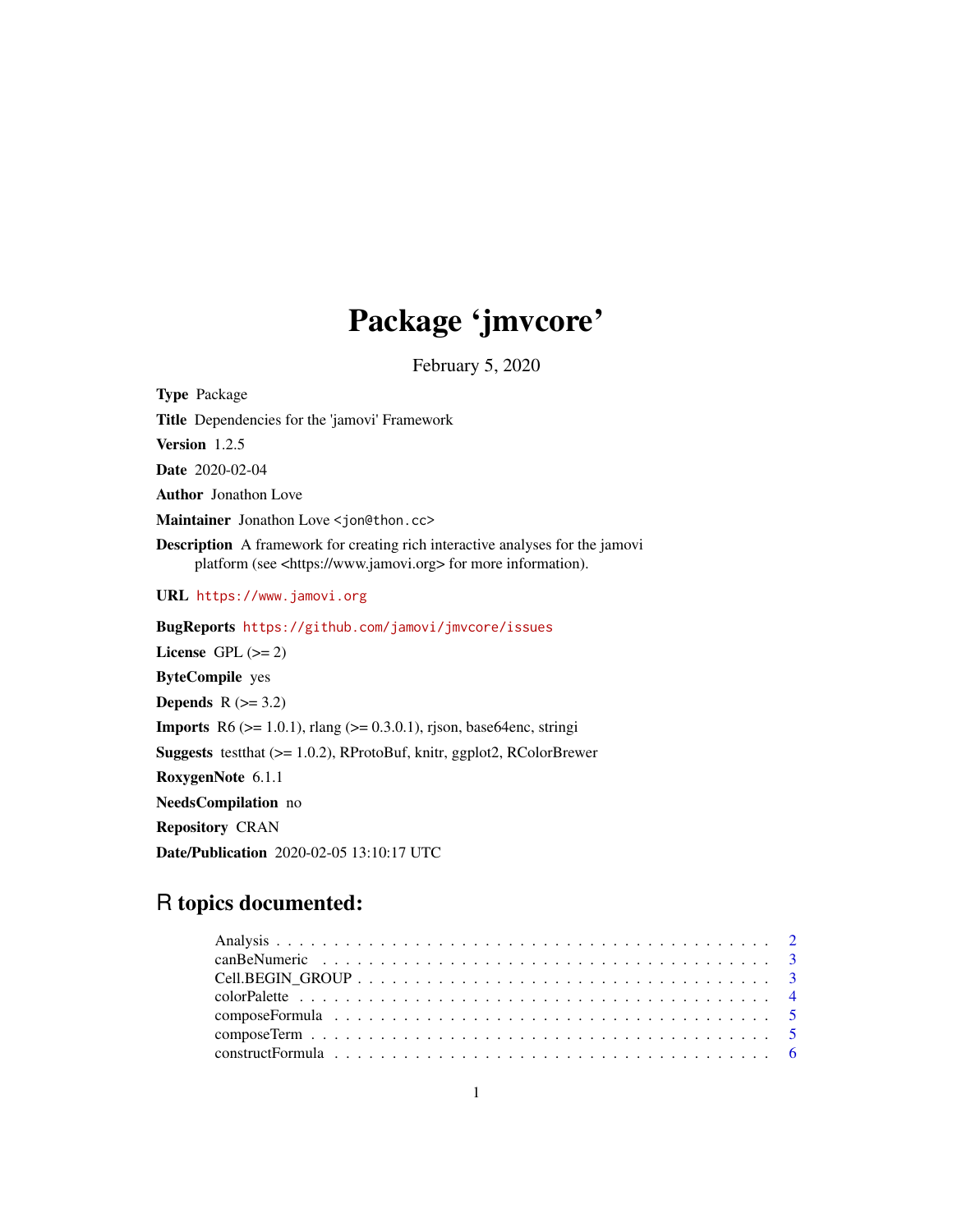# Package 'jmvcore'

February 5, 2020

**Type** Package

**Title** Dependencies for the 'jamovi' Framework

**Version** 1.2.5

**Date** 2020-02-04

**Author** Jonathon Love

**Maintainer** Jonathon Love <jon@thon.cc>

**Description** A framework for creating rich interactive analyses for the jamovi platform (see <https://www.jamovi.org> for more information).

**URL** https://www.jamovi.org

**BugReports** https://github.com/jamovi/jmvcore/issues

**License** GPL (>= 2)

**ByteCompile** yes

**Depends** R (>= 3.2)

**Imports** R6 (>= 1.0.1), rlang (>= 0.3.0.1), rjson, base64enc, stringi

**Suggests** testthat (>= 1.0.2), RProtoBuf, knitr, ggplot2, RColorBrewer

**RoxygenNote** 6.1.1

**NeedsCompilation** no

**Repository** CRAN

**Date/Publication** 2020-02-05 13:10:17 UTC

## R topics documented:

| | |
|---|---|
| Analysis | 2 |
| canBeNumeric | 3 |
| Cell.BEGIN_GROUP | 3 |
| colorPalette | 4 |
| composeFormula | 5 |
| composeTerm | 5 |
| constructFormula | 6 |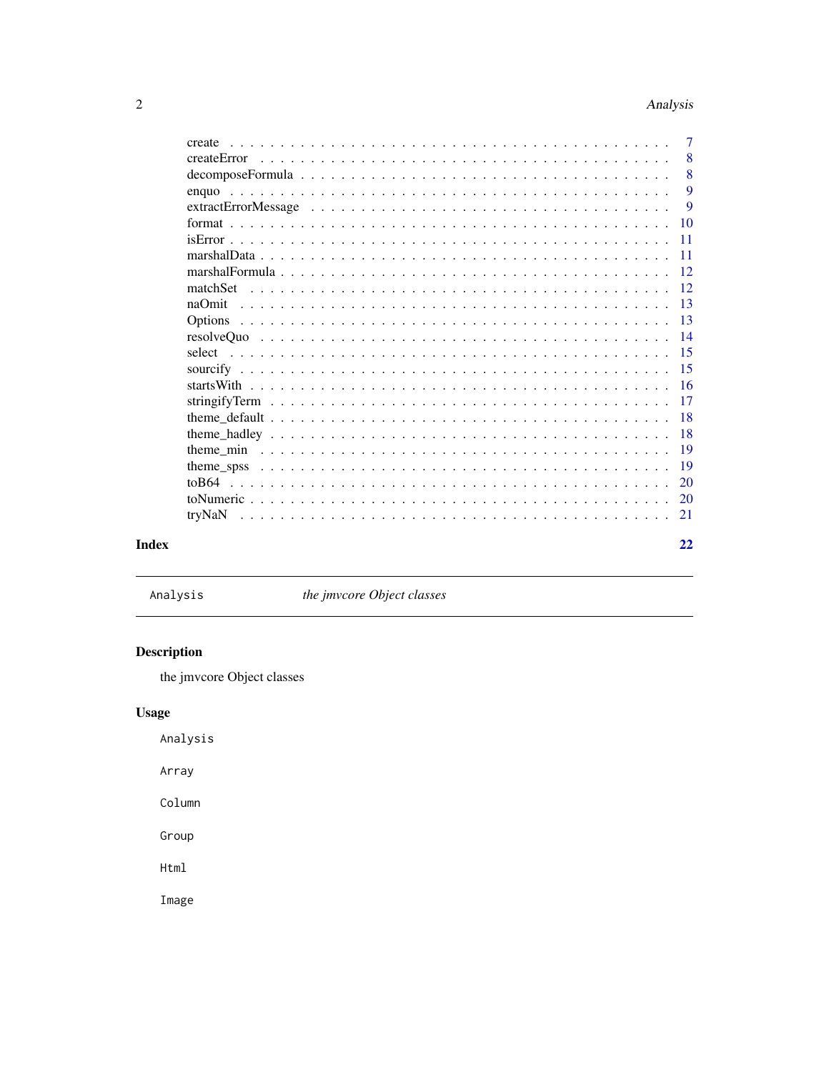create . . . . . . . . . . . . . . . . . . . . . . . . . . . . . . . . . . . . . . . . 7
createError . . . . . . . . . . . . . . . . . . . . . . . . . . . . . . . . . . . . . . 8
decomposeFormula . . . . . . . . . . . . . . . . . . . . . . . . . . . . . . . . . . . 8
enquo . . . . . . . . . . . . . . . . . . . . . . . . . . . . . . . . . . . . . . . . . 9
extractErrorMessage . . . . . . . . . . . . . . . . . . . . . . . . . . . . . . . . . . 9
format . . . . . . . . . . . . . . . . . . . . . . . . . . . . . . . . . . . . . . . . 10
isError . . . . . . . . . . . . . . . . . . . . . . . . . . . . . . . . . . . . . . . . 11
marshalData . . . . . . . . . . . . . . . . . . . . . . . . . . . . . . . . . . . . . . 11
marshalFormula . . . . . . . . . . . . . . . . . . . . . . . . . . . . . . . . . . . . 12
matchSet . . . . . . . . . . . . . . . . . . . . . . . . . . . . . . . . . . . . . . . 12
naOmit . . . . . . . . . . . . . . . . . . . . . . . . . . . . . . . . . . . . . . . . 13
Options . . . . . . . . . . . . . . . . . . . . . . . . . . . . . . . . . . . . . . . . 13
resolveQuo . . . . . . . . . . . . . . . . . . . . . . . . . . . . . . . . . . . . . . 14
select . . . . . . . . . . . . . . . . . . . . . . . . . . . . . . . . . . . . . . . . 15
sourcify . . . . . . . . . . . . . . . . . . . . . . . . . . . . . . . . . . . . . . . 15
startsWith . . . . . . . . . . . . . . . . . . . . . . . . . . . . . . . . . . . . . . 16
stringifyTerm . . . . . . . . . . . . . . . . . . . . . . . . . . . . . . . . . . . . 17
theme_default . . . . . . . . . . . . . . . . . . . . . . . . . . . . . . . . . . . . 18
theme_hadley . . . . . . . . . . . . . . . . . . . . . . . . . . . . . . . . . . . . . 18
theme_min . . . . . . . . . . . . . . . . . . . . . . . . . . . . . . . . . . . . . . 19
theme_spss . . . . . . . . . . . . . . . . . . . . . . . . . . . . . . . . . . . . . . 19
toB64 . . . . . . . . . . . . . . . . . . . . . . . . . . . . . . . . . . . . . . . . 20
toNumeric . . . . . . . . . . . . . . . . . . . . . . . . . . . . . . . . . . . . . . . 20
tryNaN . . . . . . . . . . . . . . . . . . . . . . . . . . . . . . . . . . . . . . . . 21

**Index** 22

---

`Analysis` *the jmvcore Object classes*

---

## Description

the jmvcore Object classes

## Usage

```
Analysis

Array

Column

Group

Html

Image
```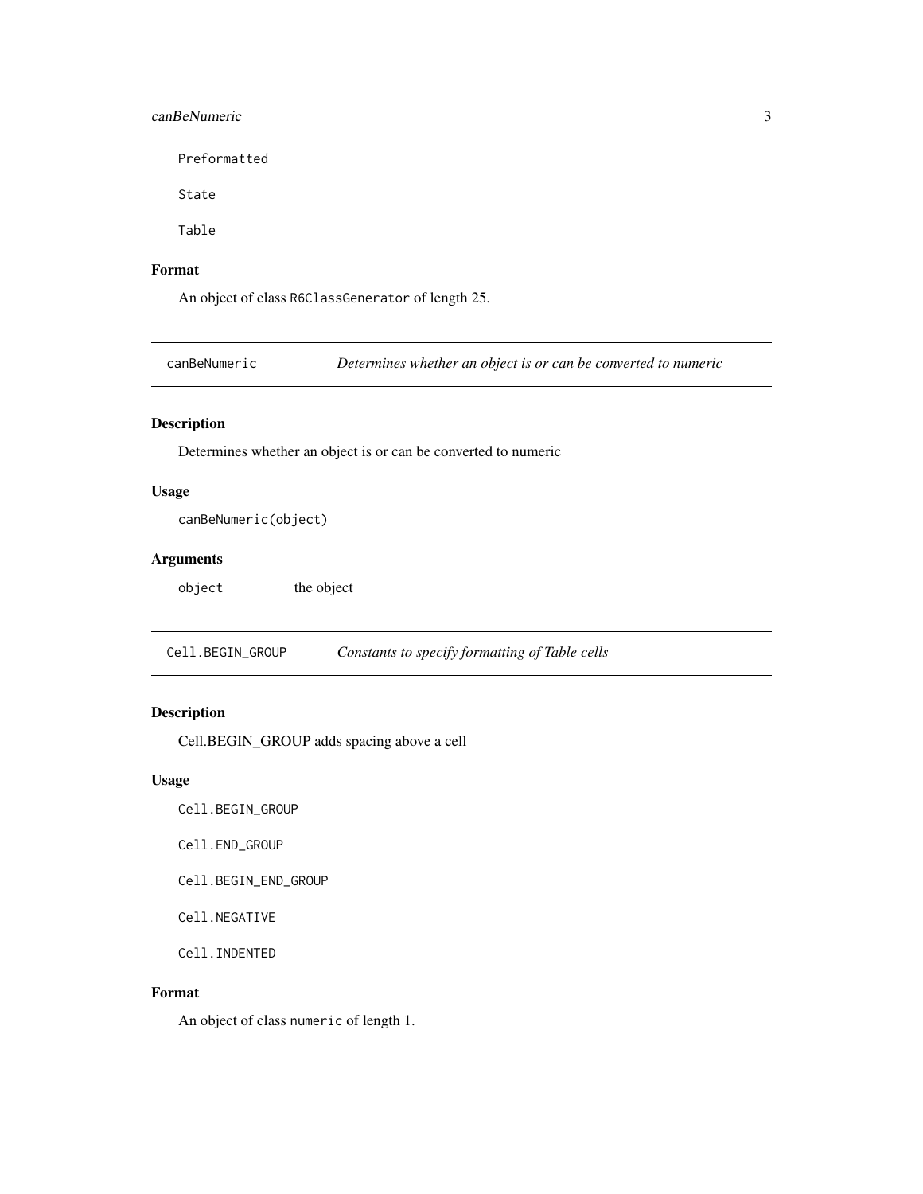```
Preformatted

State

Table
```

### Format

An object of class `R6ClassGenerator` of length 25.

---

## `canBeNumeric` *Determines whether an object is or can be converted to numeric*

### Description

Determines whether an object is or can be converted to numeric

### Usage

```
canBeNumeric(object)
```

### Arguments

| | |
|---|---|
| `object` | the object |

---

## `Cell.BEGIN_GROUP` *Constants to specify formatting of Table cells*

### Description

Cell.BEGIN_GROUP adds spacing above a cell

### Usage

```
Cell.BEGIN_GROUP

Cell.END_GROUP

Cell.BEGIN_END_GROUP

Cell.NEGATIVE

Cell.INDENTED
```

### Format

An object of class `numeric` of length 1.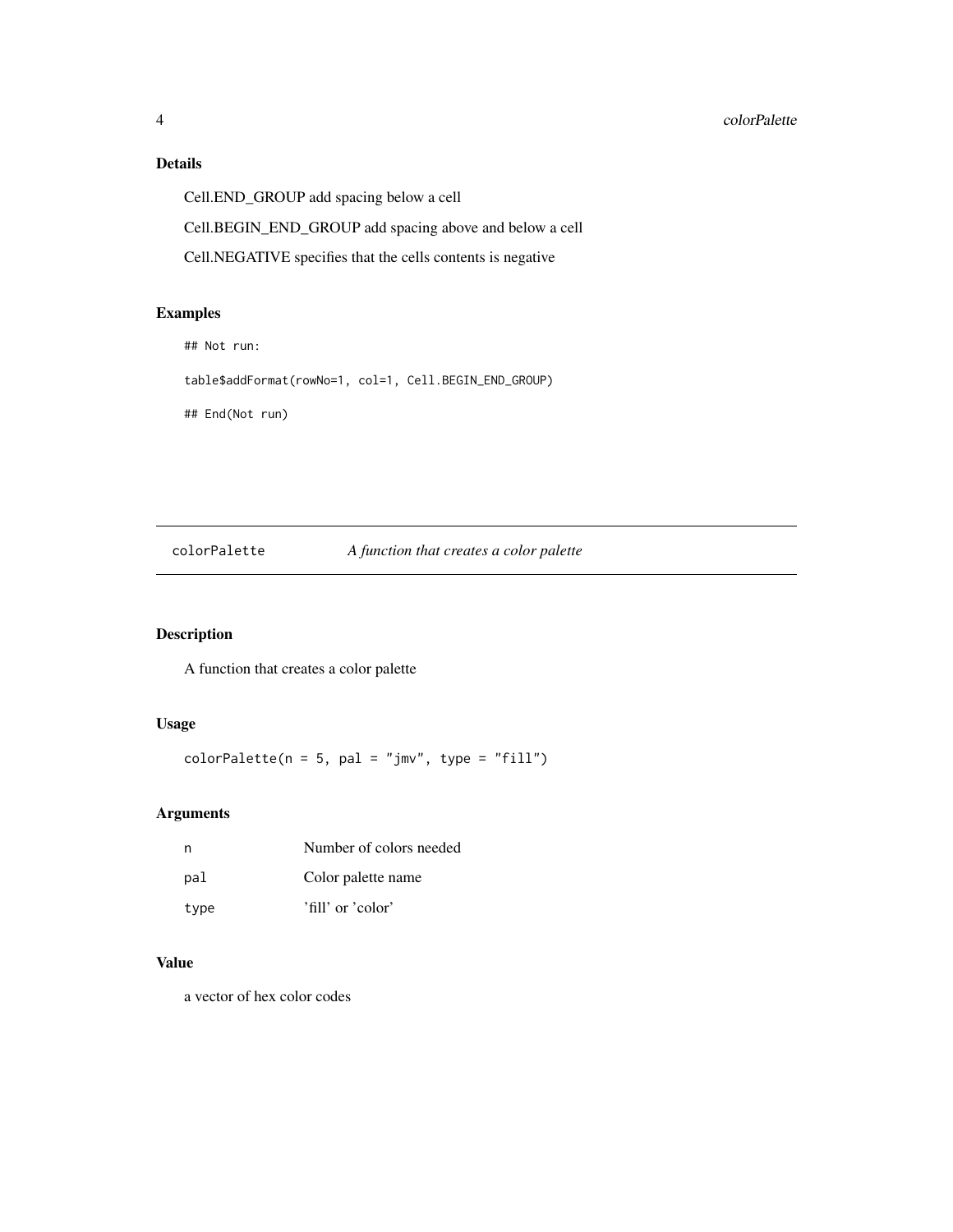### Details

Cell.END_GROUP add spacing below a cell

Cell.BEGIN_END_GROUP add spacing above and below a cell

Cell.NEGATIVE specifies that the cells contents is negative

### Examples

```
## Not run:

table$addFormat(rowNo=1, col=1, Cell.BEGIN_END_GROUP)

## End(Not run)
```

---

## colorPalette *A function that creates a color palette*

---

### Description

A function that creates a color palette

### Usage

```
colorPalette(n = 5, pal = "jmv", type = "fill")
```

### Arguments

| | |
|---|---|
| n | Number of colors needed |
| pal | Color palette name |
| type | 'fill' or 'color' |

### Value

a vector of hex color codes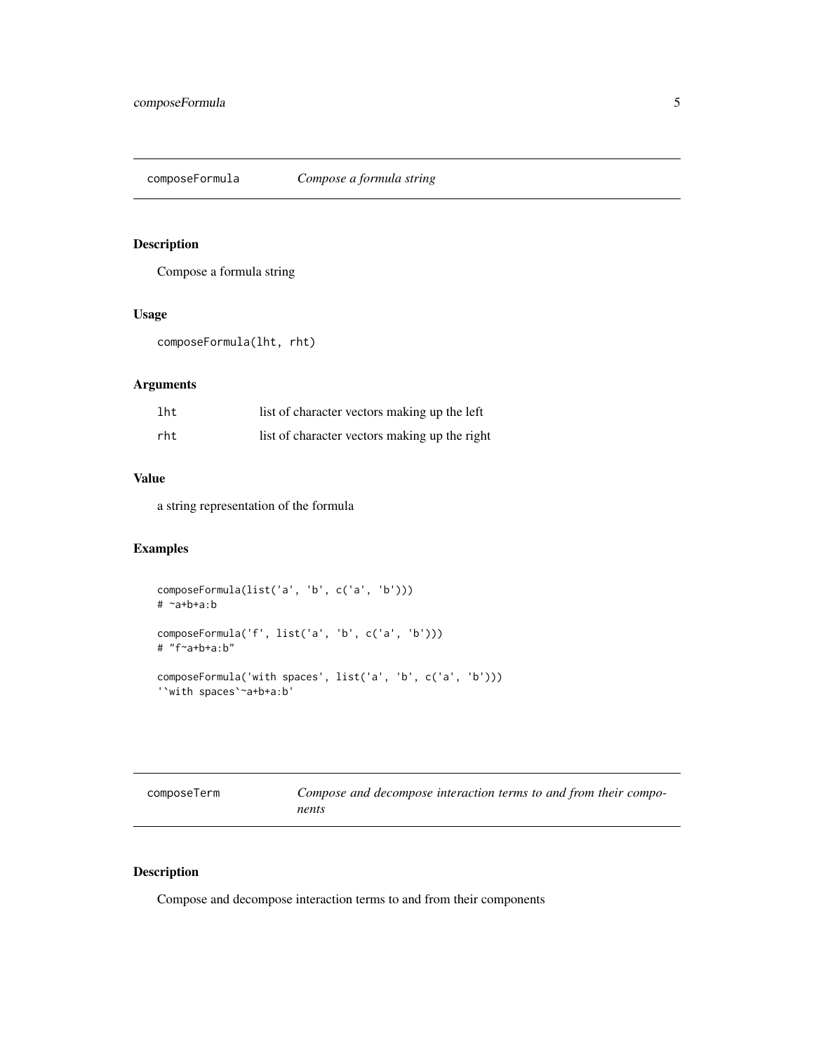## composeFormula — *Compose a formula string*

### Description

Compose a formula string

### Usage

```
composeFormula(lht, rht)
```

### Arguments

| | |
|---|---|
| `lht` | list of character vectors making up the left |
| `rht` | list of character vectors making up the right |

### Value

a string representation of the formula

### Examples

```
composeFormula(list('a', 'b', c('a', 'b')))
# ~a+b+a:b

composeFormula('f', list('a', 'b', c('a', 'b')))
# "f~a+b+a:b"

composeFormula('with spaces', list('a', 'b', c('a', 'b')))
'`with spaces`~a+b+a:b'
```

## composeTerm — *Compose and decompose interaction terms to and from their components*

### Description

Compose and decompose interaction terms to and from their components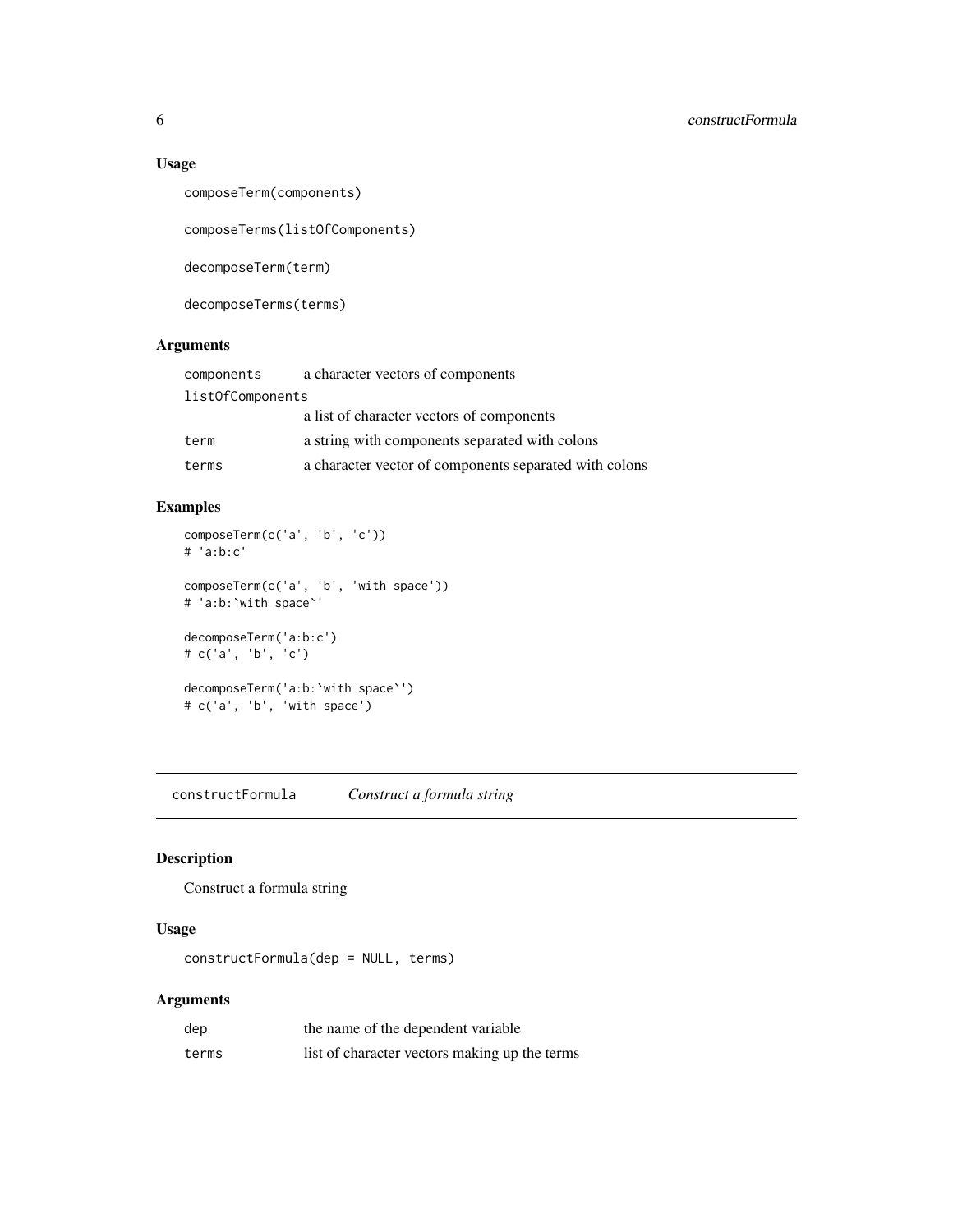### Usage

```
composeTerm(components)

composeTerms(listOfComponents)

decomposeTerm(term)

decomposeTerms(terms)
```

### Arguments

| | |
|---|---|
| `components` | a character vectors of components |
| `listOfComponents` | a list of character vectors of components |
| `term` | a string with components separated with colons |
| `terms` | a character vector of components separated with colons |

### Examples

```
composeTerm(c('a', 'b', 'c'))
# 'a:b:c'

composeTerm(c('a', 'b', 'with space'))
# 'a:b:`with space`'

decomposeTerm('a:b:c')
# c('a', 'b', 'c')

decomposeTerm('a:b:`with space`')
# c('a', 'b', 'with space')
```

---

## `constructFormula` *Construct a formula string*

### Description

Construct a formula string

### Usage

```
constructFormula(dep = NULL, terms)
```

### Arguments

| | |
|---|---|
| `dep` | the name of the dependent variable |
| `terms` | list of character vectors making up the terms |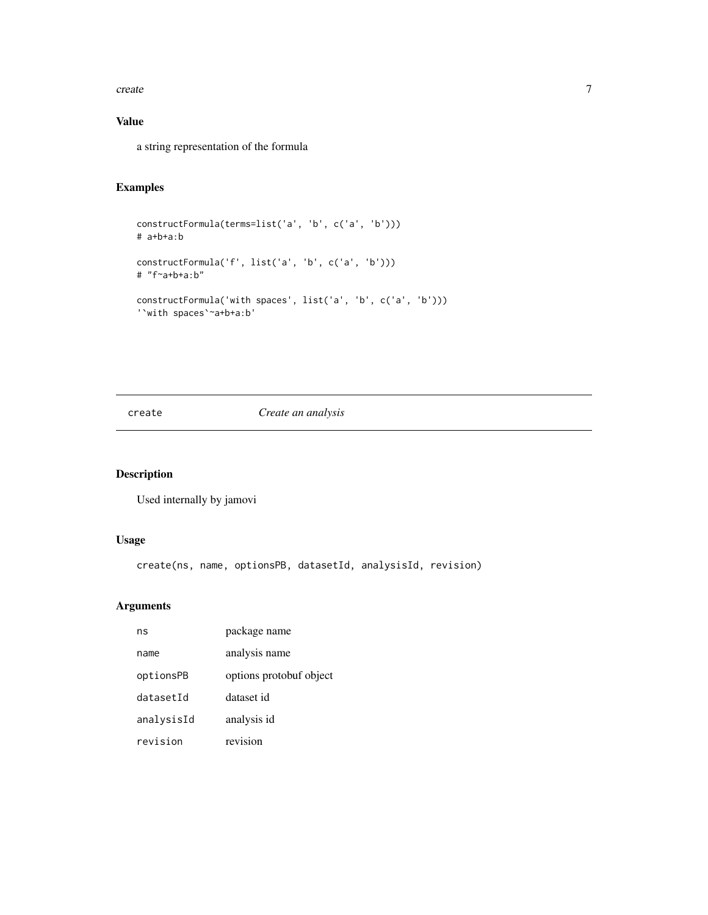## Value

a string representation of the formula

## Examples

```
constructFormula(terms=list('a', 'b', c('a', 'b')))
# a+b+a:b

constructFormula('f', list('a', 'b', c('a', 'b')))
# "f~a+b+a:b"

constructFormula('with spaces', list('a', 'b', c('a', 'b')))
'`with spaces`~a+b+a:b'
```

---

# create    *Create an analysis*

---

## Description

Used internally by jamovi

## Usage

```
create(ns, name, optionsPB, datasetId, analysisId, revision)
```

## Arguments

| | |
|---|---|
| `ns` | package name |
| `name` | analysis name |
| `optionsPB` | options protobuf object |
| `datasetId` | dataset id |
| `analysisId` | analysis id |
| `revision` | revision |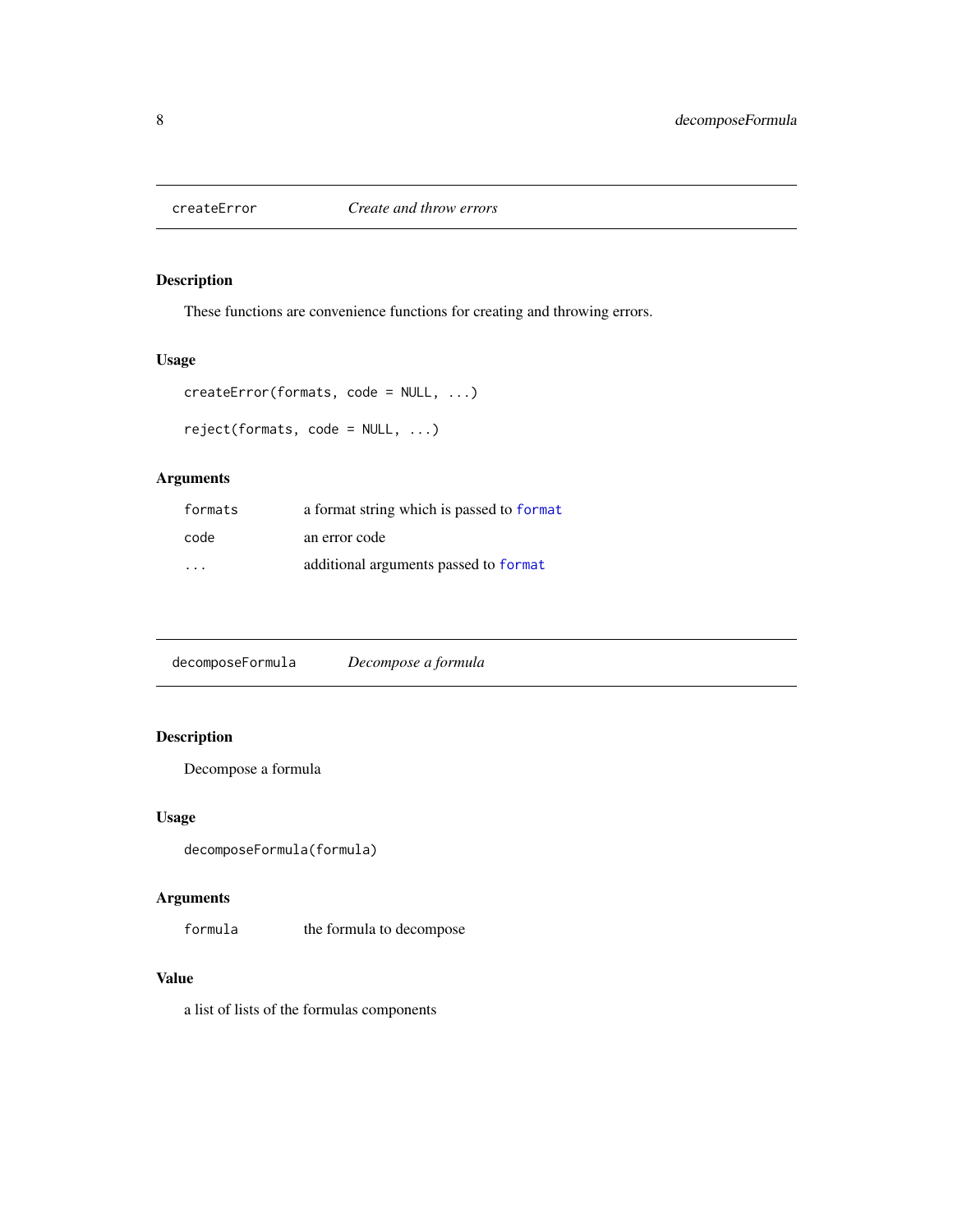## createError — *Create and throw errors*

### Description

These functions are convenience functions for creating and throwing errors.

### Usage

```
createError(formats, code = NULL, ...)

reject(formats, code = NULL, ...)
```

### Arguments

| | |
|---|---|
| `formats` | a format string which is passed to `format` |
| `code` | an error code |
| `...` | additional arguments passed to `format` |

## decomposeFormula — *Decompose a formula*

### Description

Decompose a formula

### Usage

```
decomposeFormula(formula)
```

### Arguments

| | |
|---|---|
| `formula` | the formula to decompose |

### Value

a list of lists of the formulas components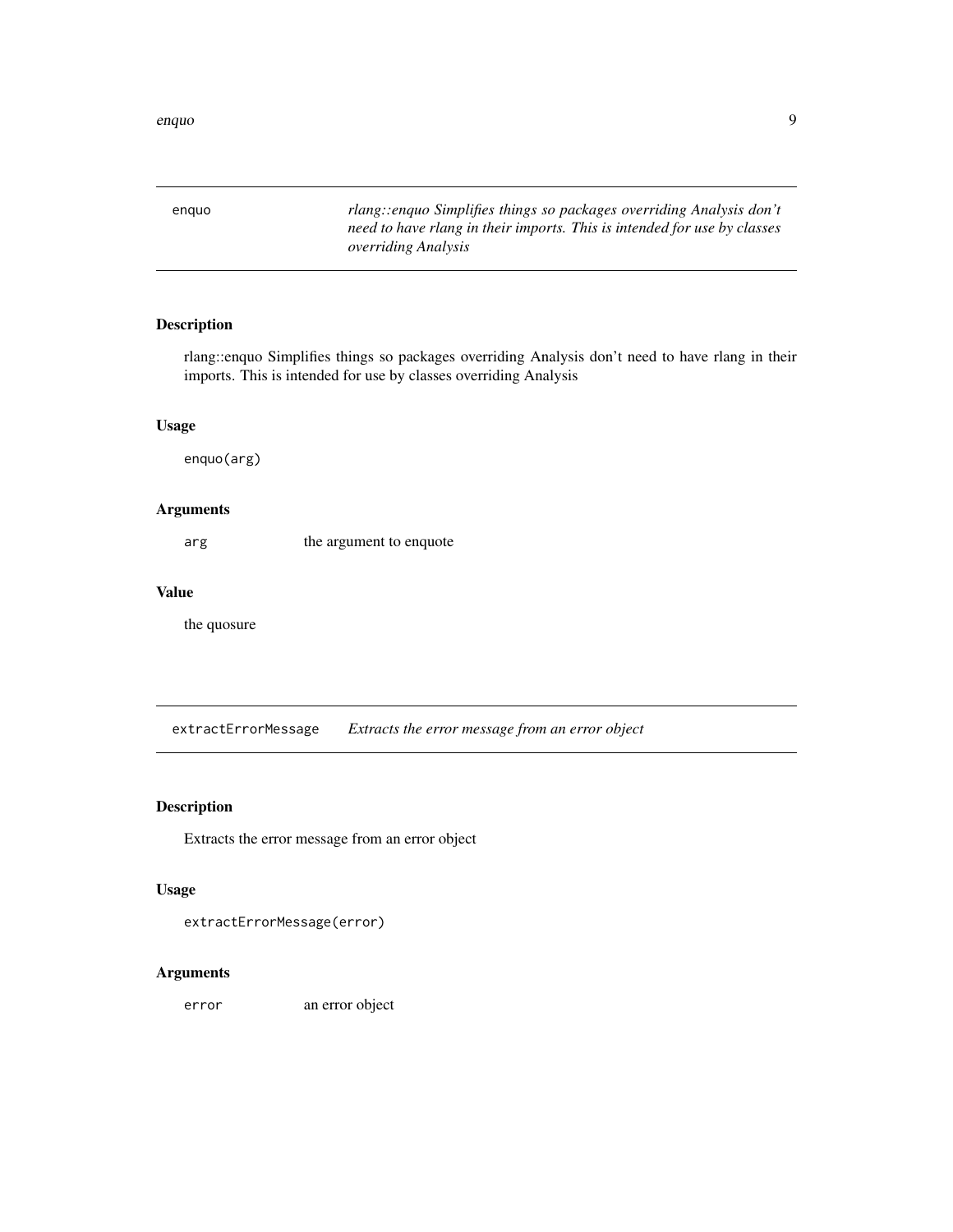## enquo

*rlang::enquo Simplifies things so packages overriding Analysis don't need to have rlang in their imports. This is intended for use by classes overriding Analysis*

### Description

rlang::enquo Simplifies things so packages overriding Analysis don't need to have rlang in their imports. This is intended for use by classes overriding Analysis

### Usage

```
enquo(arg)
```

### Arguments

| | |
|---|---|
| `arg` | the argument to enquote |

### Value

the quosure

## extractErrorMessage

*Extracts the error message from an error object*

### Description

Extracts the error message from an error object

### Usage

```
extractErrorMessage(error)
```

### Arguments

| | |
|---|---|
| `error` | an error object |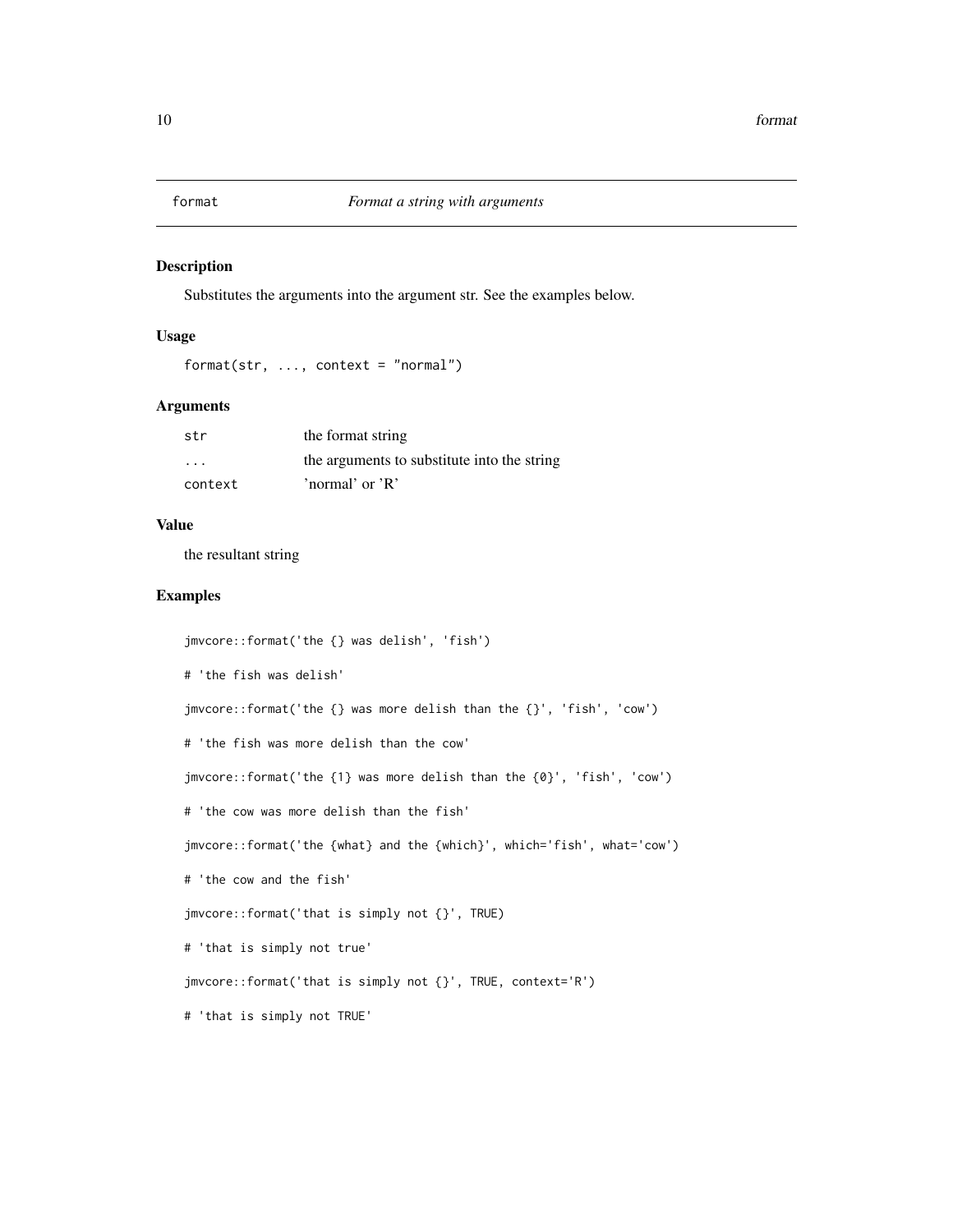# format — *Format a string with arguments*

## Description

Substitutes the arguments into the argument str. See the examples below.

## Usage

```
format(str, ..., context = "normal")
```

## Arguments

| | |
|---|---|
| `str` | the format string |
| `...` | the arguments to substitute into the string |
| `context` | 'normal' or 'R' |

## Value

the resultant string

## Examples

```
jmvcore::format('the {} was delish', 'fish')

# 'the fish was delish'

jmvcore::format('the {} was more delish than the {}', 'fish', 'cow')

# 'the fish was more delish than the cow'

jmvcore::format('the {1} was more delish than the {0}', 'fish', 'cow')

# 'the cow was more delish than the fish'

jmvcore::format('the {what} and the {which}', which='fish', what='cow')

# 'the cow and the fish'

jmvcore::format('that is simply not {}', TRUE)

# 'that is simply not true'

jmvcore::format('that is simply not {}', TRUE, context='R')

# 'that is simply not TRUE'
```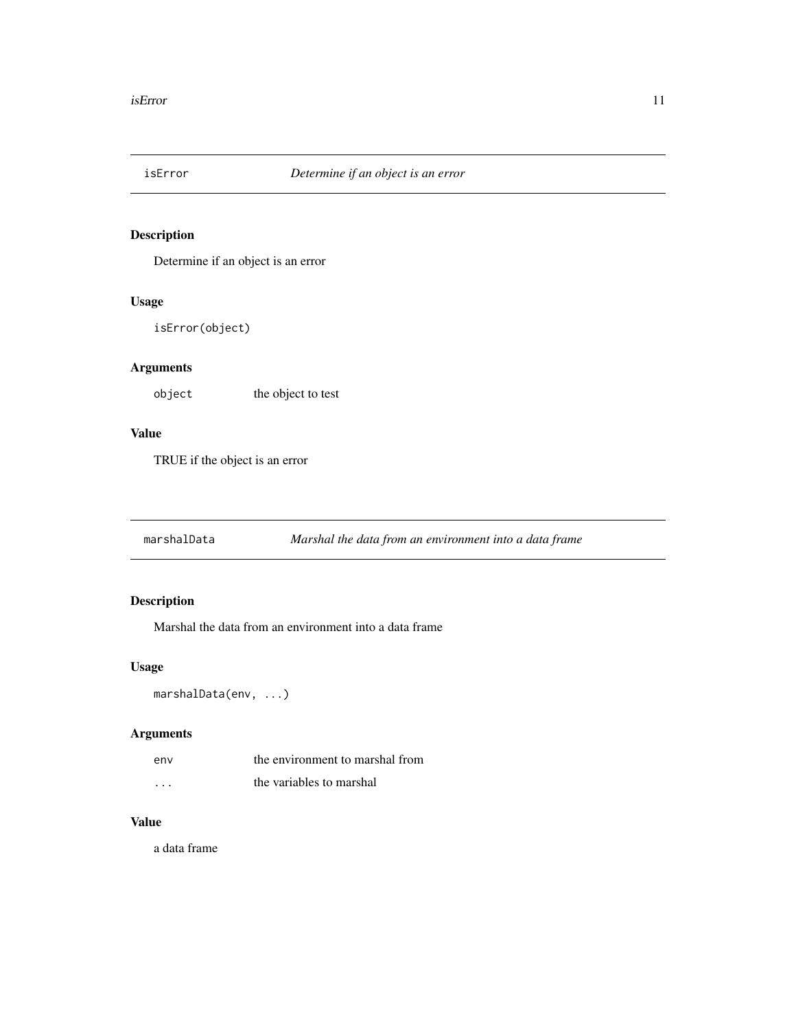## isError — *Determine if an object is an error*

### Description

Determine if an object is an error

### Usage

```
isError(object)
```

### Arguments

| | |
|---|---|
| `object` | the object to test |

### Value

TRUE if the object is an error

## marshalData — *Marshal the data from an environment into a data frame*

### Description

Marshal the data from an environment into a data frame

### Usage

```
marshalData(env, ...)
```

### Arguments

| | |
|---|---|
| `env` | the environment to marshal from |
| `...` | the variables to marshal |

### Value

a data frame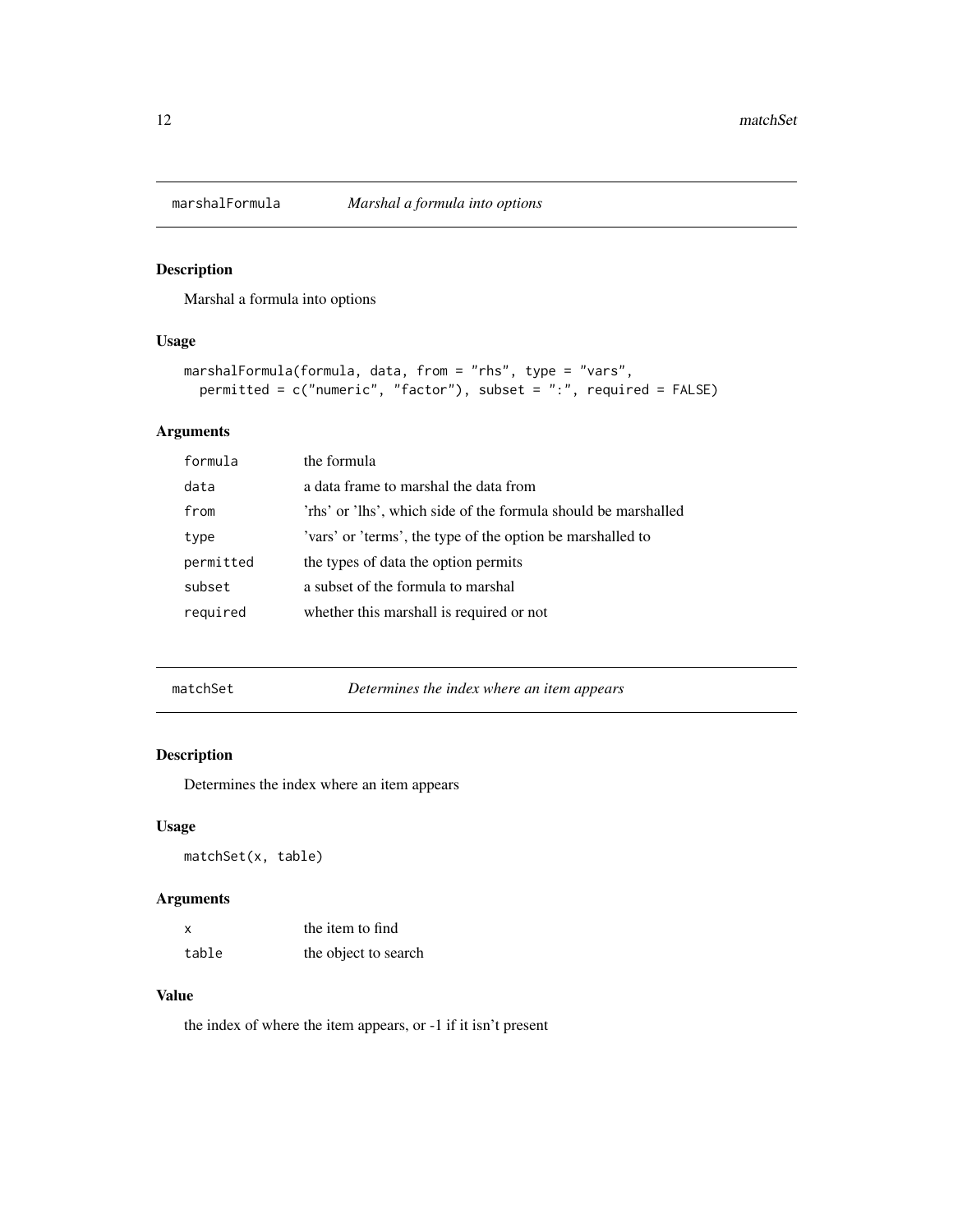## marshalFormula *Marshal a formula into options*

### Description

Marshal a formula into options

### Usage

```
marshalFormula(formula, data, from = "rhs", type = "vars",
  permitted = c("numeric", "factor"), subset = ":", required = FALSE)
```

### Arguments

| | |
|---|---|
| formula | the formula |
| data | a data frame to marshal the data from |
| from | 'rhs' or 'lhs', which side of the formula should be marshalled |
| type | 'vars' or 'terms', the type of the option be marshalled to |
| permitted | the types of data the option permits |
| subset | a subset of the formula to marshal |
| required | whether this marshall is required or not |

## matchSet *Determines the index where an item appears*

### Description

Determines the index where an item appears

### Usage

```
matchSet(x, table)
```

### Arguments

| | |
|---|---|
| x | the item to find |
| table | the object to search |

### Value

the index of where the item appears, or -1 if it isn't present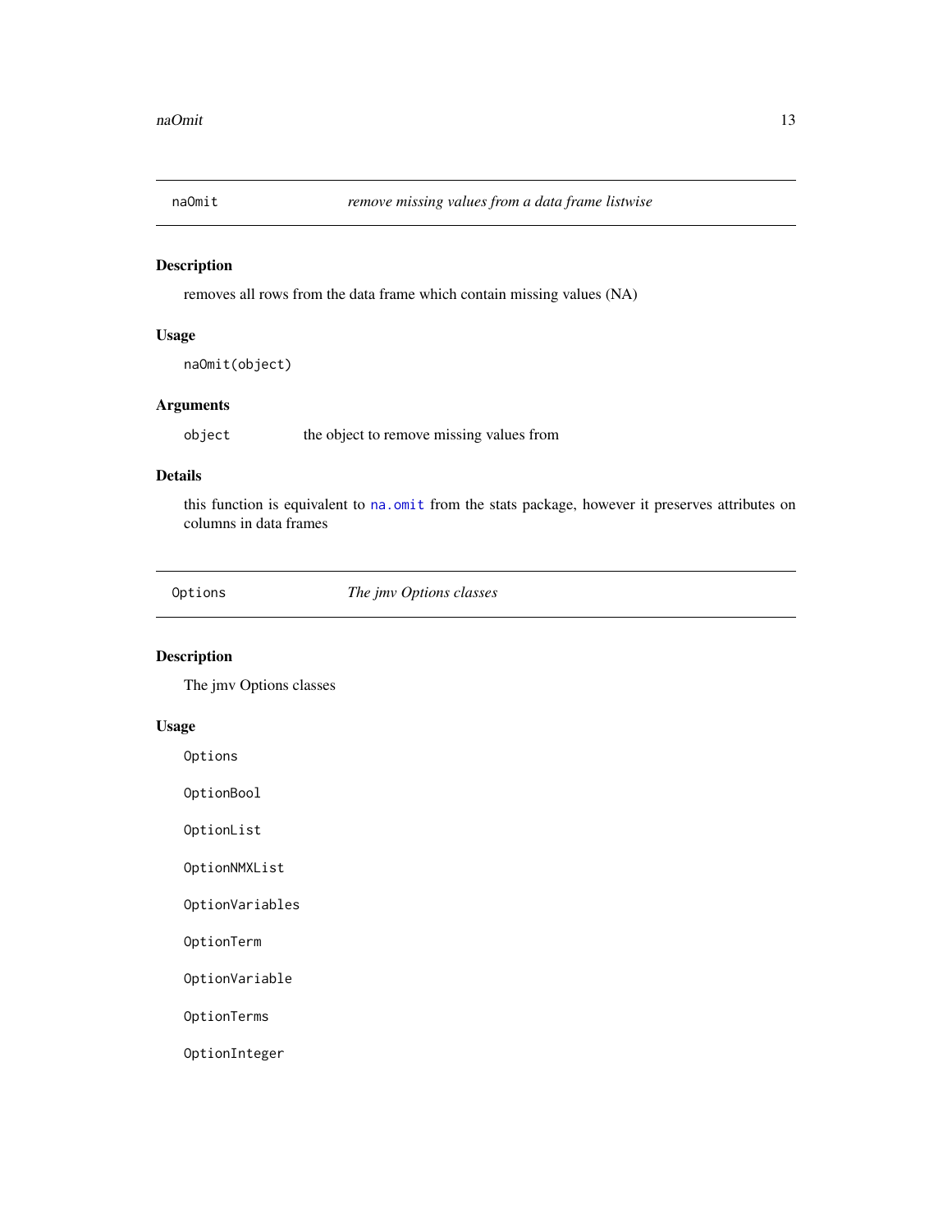## naOmit — *remove missing values from a data frame listwise*

### Description

removes all rows from the data frame which contain missing values (NA)

### Usage

```
naOmit(object)
```

### Arguments

| | |
|---|---|
| `object` | the object to remove missing values from |

### Details

this function is equivalent to `na.omit` from the stats package, however it preserves attributes on columns in data frames

## Options — *The jmv Options classes*

### Description

The jmv Options classes

### Usage

```
Options

OptionBool

OptionList

OptionNMXList

OptionVariables

OptionTerm

OptionVariable

OptionTerms

OptionInteger
```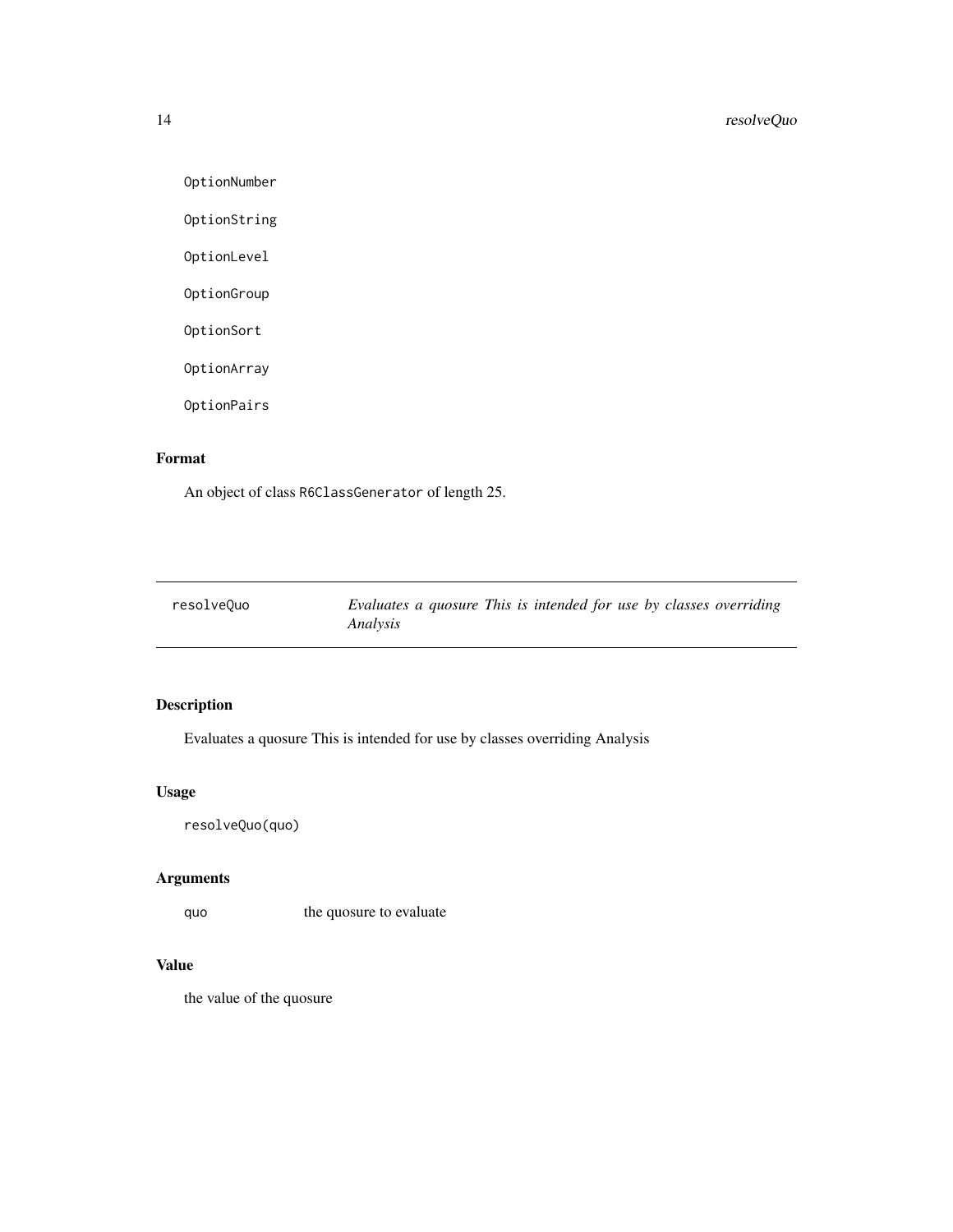OptionNumber

OptionString

OptionLevel

OptionGroup

OptionSort

OptionArray

OptionPairs

## Format

An object of class R6ClassGenerator of length 25.

---

# resolveQuo — *Evaluates a quosure This is intended for use by classes overriding Analysis*

---

## Description

Evaluates a quosure This is intended for use by classes overriding Analysis

## Usage

```
resolveQuo(quo)
```

## Arguments

| | |
|---|---|
| quo | the quosure to evaluate |

## Value

the value of the quosure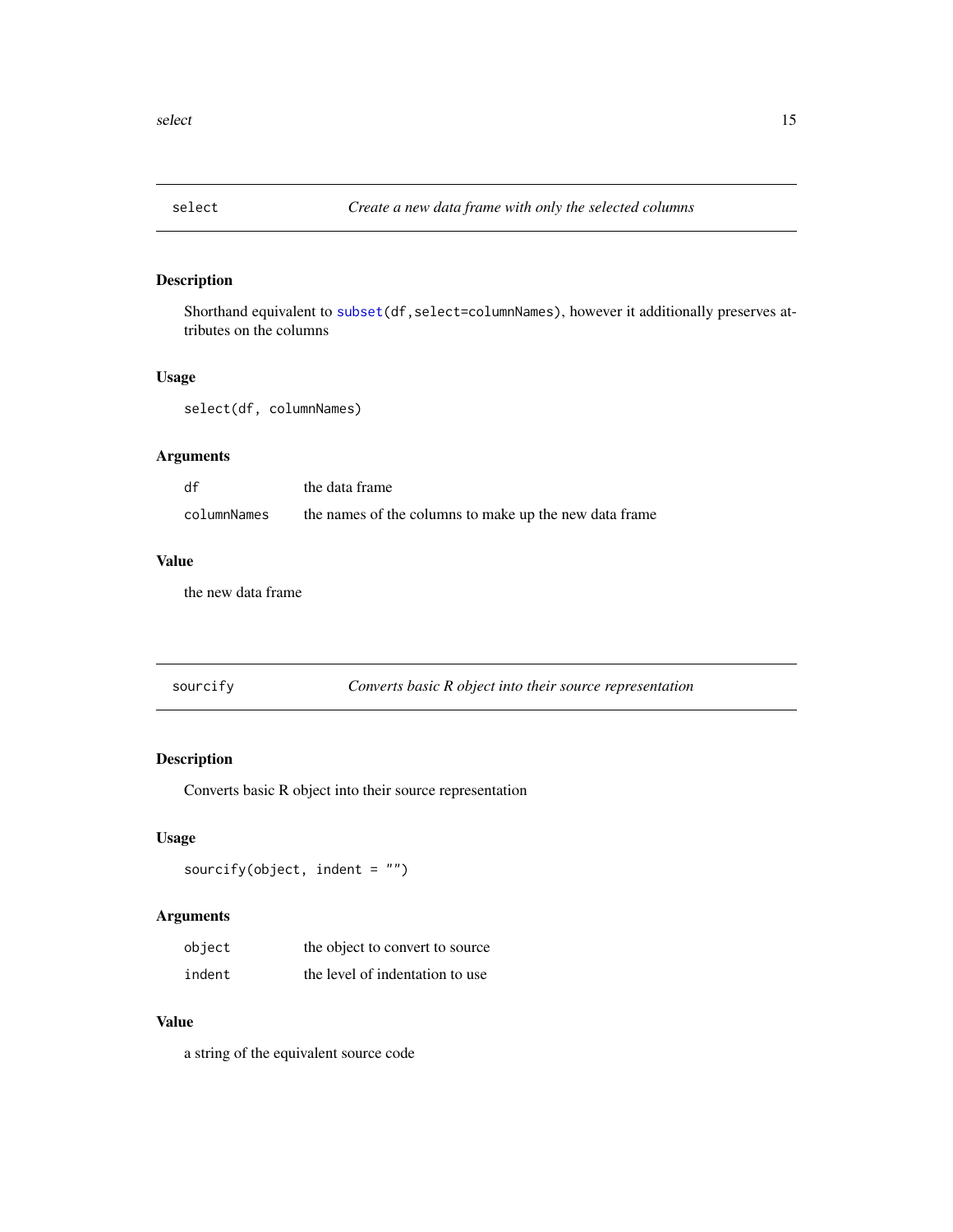## select — *Create a new data frame with only the selected columns*

### Description

Shorthand equivalent to `subset(df,select=columnNames)`, however it additionally preserves attributes on the columns

### Usage

```
select(df, columnNames)
```

### Arguments

| | |
|---|---|
| `df` | the data frame |
| `columnNames` | the names of the columns to make up the new data frame |

### Value

the new data frame

## sourcify — *Converts basic R object into their source representation*

### Description

Converts basic R object into their source representation

### Usage

```
sourcify(object, indent = "")
```

### Arguments

| | |
|---|---|
| `object` | the object to convert to source |
| `indent` | the level of indentation to use |

### Value

a string of the equivalent source code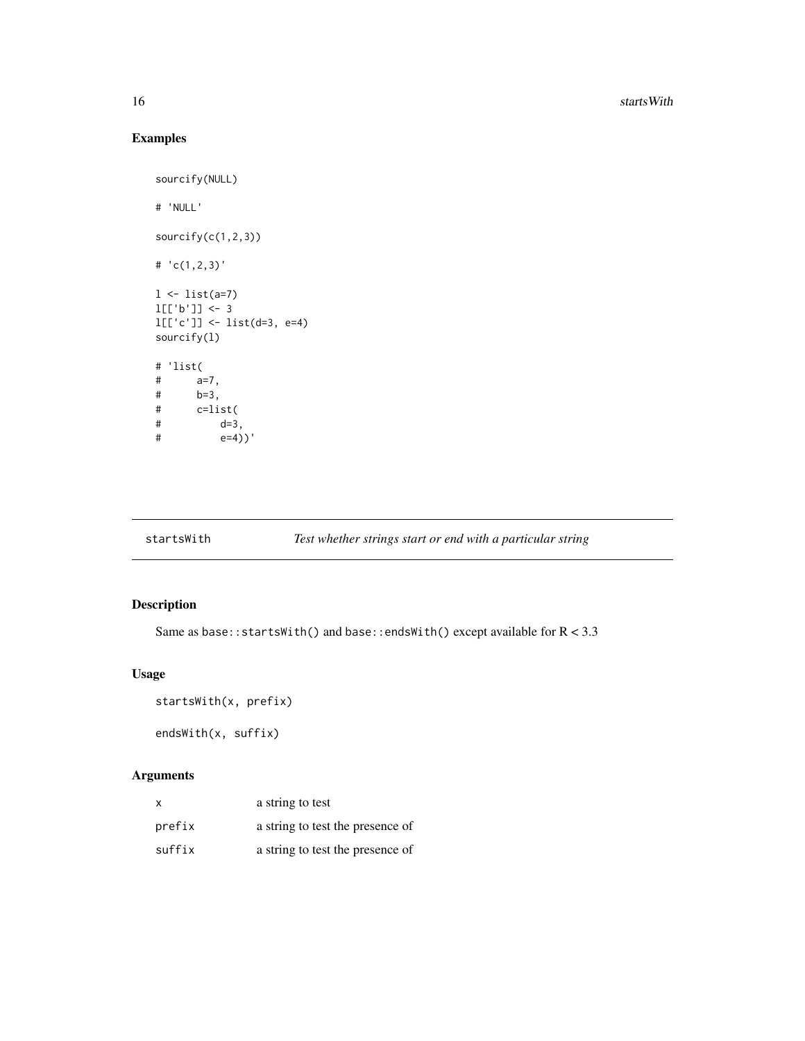## Examples

```
sourcify(NULL)

# 'NULL'

sourcify(c(1,2,3))

# 'c(1,2,3)'

l <- list(a=7)
l[['b']] <- 3
l[['c']] <- list(d=3, e=4)
sourcify(l)

# 'list(
#      a=7,
#      b=3,
#      c=list(
#          d=3,
#          e=4))'
```

---

# startsWith — *Test whether strings start or end with a particular string*

## Description

Same as `base::startsWith()` and `base::endsWith()` except available for R < 3.3

## Usage

```
startsWith(x, prefix)

endsWith(x, suffix)
```

## Arguments

| | |
|---|---|
| x | a string to test |
| prefix | a string to test the presence of |
| suffix | a string to test the presence of |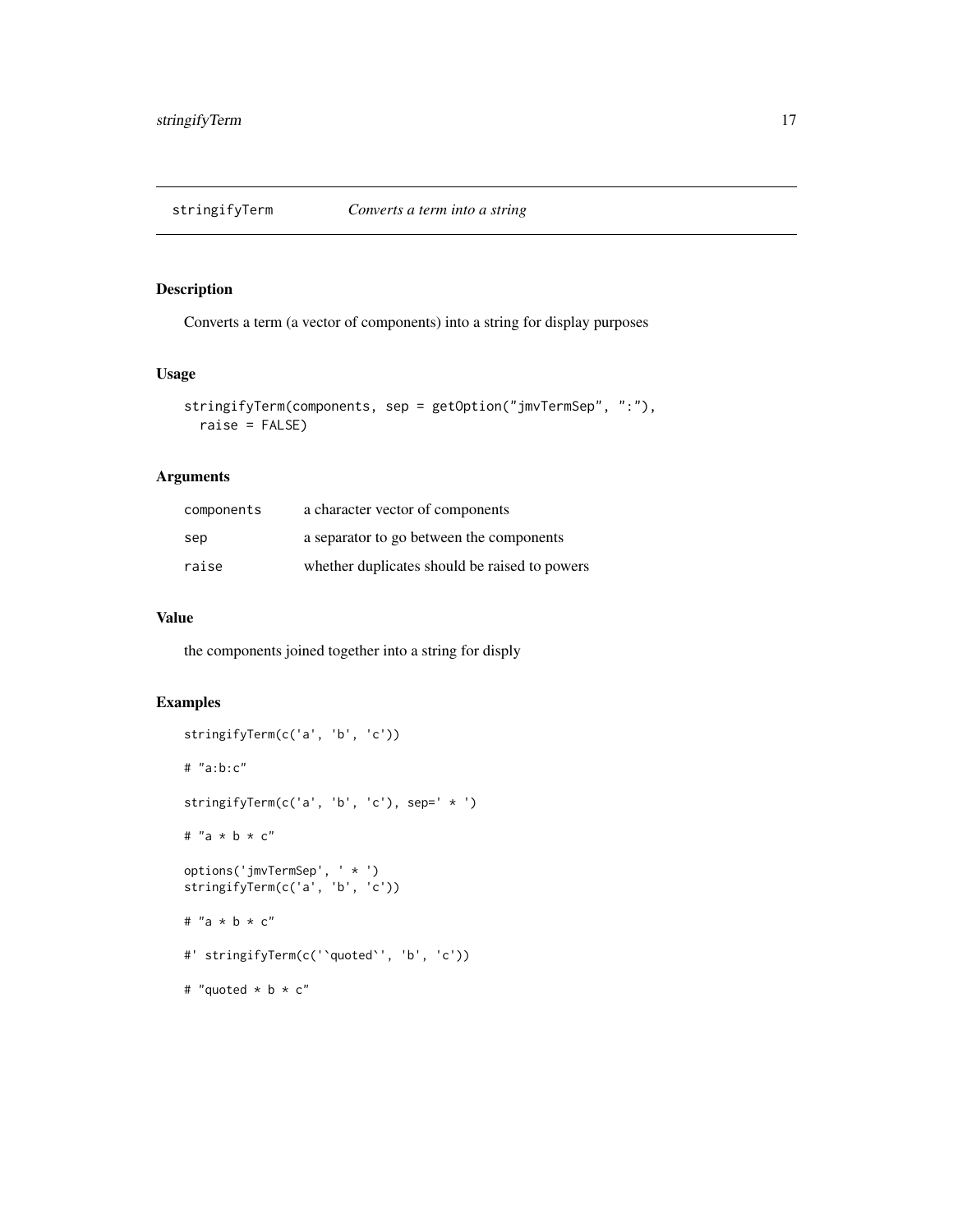## stringifyTerm — *Converts a term into a string*

### Description

Converts a term (a vector of components) into a string for display purposes

### Usage

```
stringifyTerm(components, sep = getOption("jmvTermSep", ":"),
  raise = FALSE)
```

### Arguments

| | |
|---|---|
| `components` | a character vector of components |
| `sep` | a separator to go between the components |
| `raise` | whether duplicates should be raised to powers |

### Value

the components joined together into a string for disply

### Examples

```
stringifyTerm(c('a', 'b', 'c'))

# "a:b:c"

stringifyTerm(c('a', 'b', 'c'), sep=' * ')

# "a * b * c"

options('jmvTermSep', ' * ')
stringifyTerm(c('a', 'b', 'c'))

# "a * b * c"

#' stringifyTerm(c('`quoted`', 'b', 'c'))

# "quoted * b * c"
```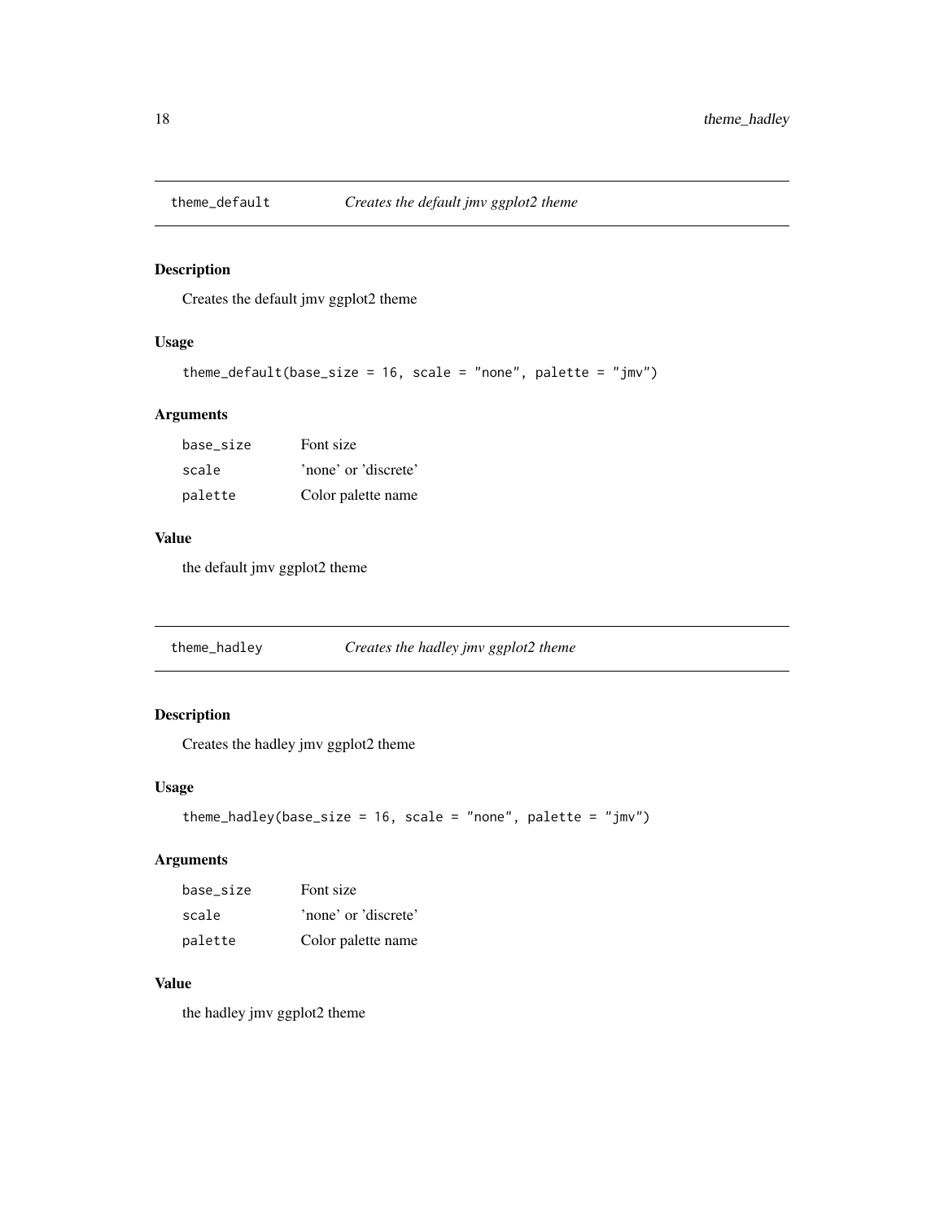## theme_default — *Creates the default jmv ggplot2 theme*

### Description

Creates the default jmv ggplot2 theme

### Usage

```
theme_default(base_size = 16, scale = "none", palette = "jmv")
```

### Arguments

| | |
|---|---|
| base_size | Font size |
| scale | 'none' or 'discrete' |
| palette | Color palette name |

### Value

the default jmv ggplot2 theme

## theme_hadley — *Creates the hadley jmv ggplot2 theme*

### Description

Creates the hadley jmv ggplot2 theme

### Usage

```
theme_hadley(base_size = 16, scale = "none", palette = "jmv")
```

### Arguments

| | |
|---|---|
| base_size | Font size |
| scale | 'none' or 'discrete' |
| palette | Color palette name |

### Value

the hadley jmv ggplot2 theme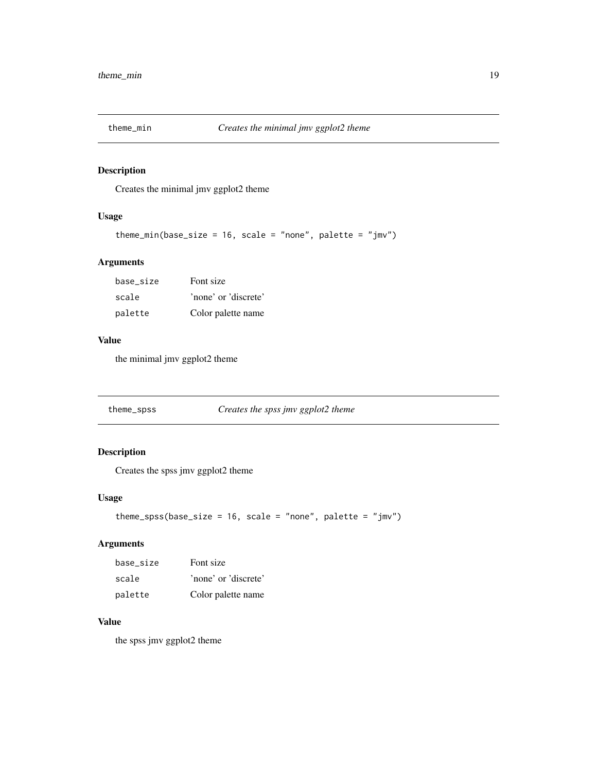## theme_min — *Creates the minimal jmv ggplot2 theme*

### Description

Creates the minimal jmv ggplot2 theme

### Usage

```
theme_min(base_size = 16, scale = "none", palette = "jmv")
```

### Arguments

| | |
|---|---|
| base_size | Font size |
| scale | 'none' or 'discrete' |
| palette | Color palette name |

### Value

the minimal jmv ggplot2 theme

## theme_spss — *Creates the spss jmv ggplot2 theme*

### Description

Creates the spss jmv ggplot2 theme

### Usage

```
theme_spss(base_size = 16, scale = "none", palette = "jmv")
```

### Arguments

| | |
|---|---|
| base_size | Font size |
| scale | 'none' or 'discrete' |
| palette | Color palette name |

### Value

the spss jmv ggplot2 theme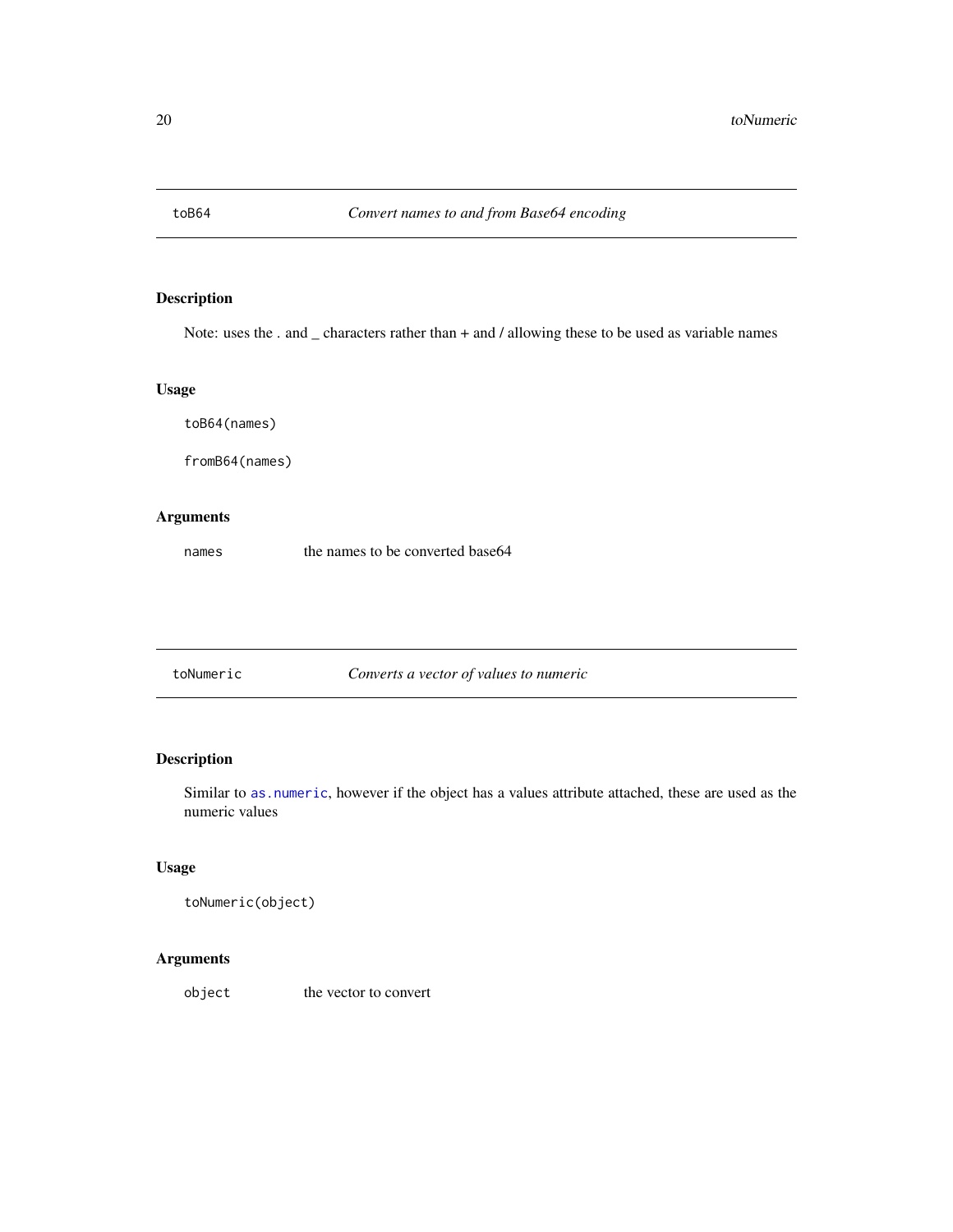## toB64 *Convert names to and from Base64 encoding*

### Description

Note: uses the . and _ characters rather than + and / allowing these to be used as variable names

### Usage

```
toB64(names)

fromB64(names)
```

### Arguments

| | |
|---|---|
| `names` | the names to be converted base64 |

## toNumeric *Converts a vector of values to numeric*

### Description

Similar to `as.numeric`, however if the object has a values attribute attached, these are used as the numeric values

### Usage

```
toNumeric(object)
```

### Arguments

| | |
|---|---|
| `object` | the vector to convert |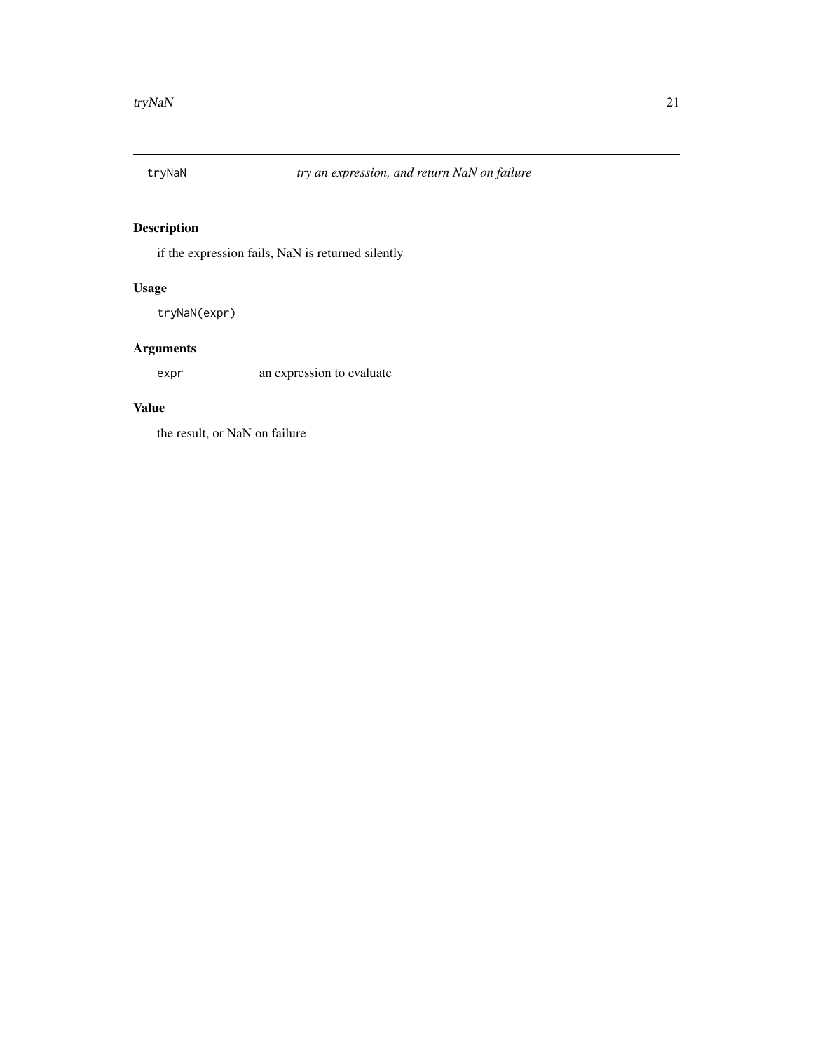## tryNaN *try an expression, and return NaN on failure*

### Description

if the expression fails, NaN is returned silently

### Usage

```
tryNaN(expr)
```

### Arguments

| | |
|---|---|
| `expr` | an expression to evaluate |

### Value

the result, or NaN on failure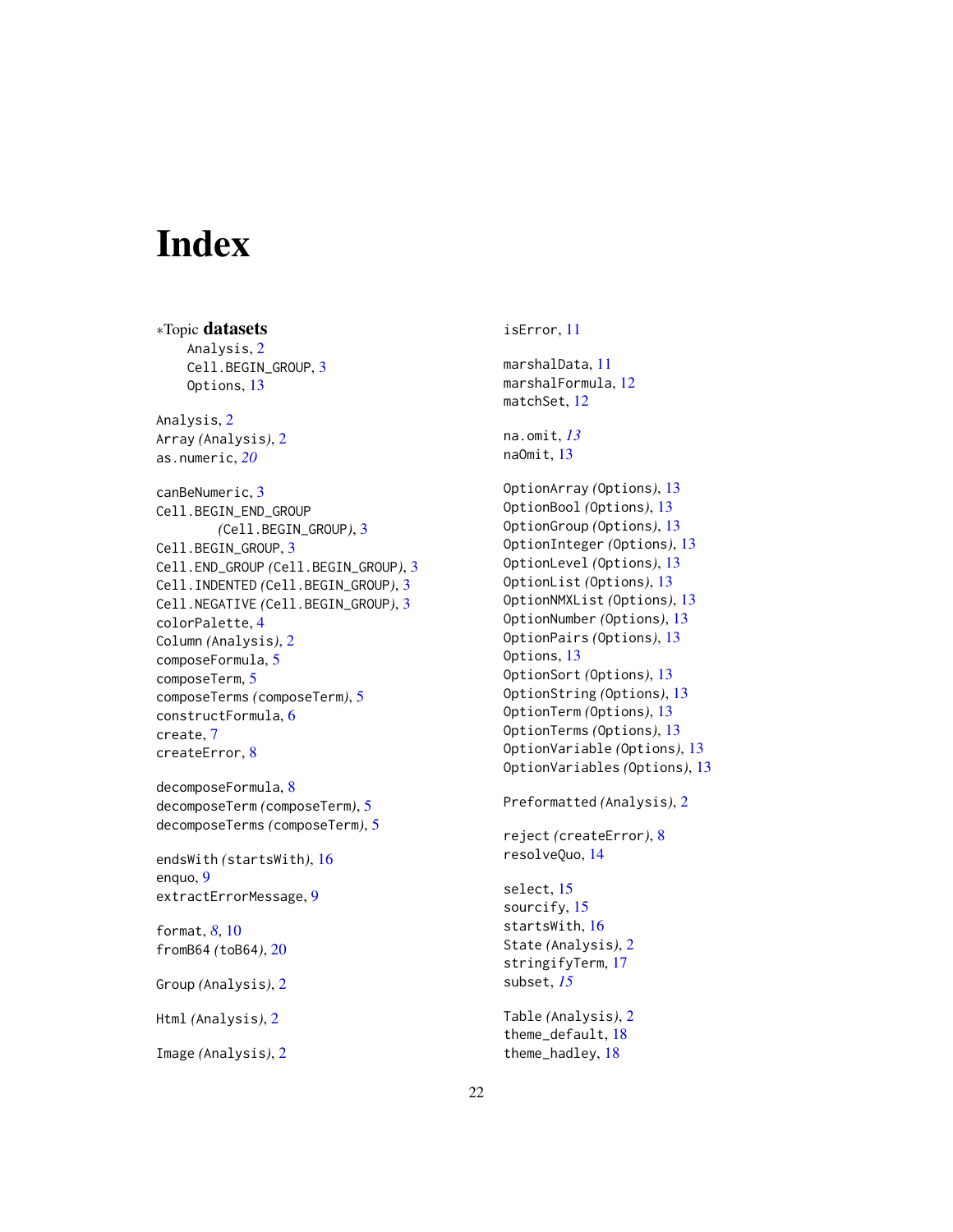# Index

∗Topic **datasets**
  Analysis, 2
  Cell.BEGIN_GROUP, 3
  Options, 13

Analysis, 2
Array *(*Analysis*)*, 2
as.numeric, *20*

canBeNumeric, 3
Cell.BEGIN_END_GROUP *(*Cell.BEGIN_GROUP*)*, 3
Cell.BEGIN_GROUP, 3
Cell.END_GROUP *(*Cell.BEGIN_GROUP*)*, 3
Cell.INDENTED *(*Cell.BEGIN_GROUP*)*, 3
Cell.NEGATIVE *(*Cell.BEGIN_GROUP*)*, 3
colorPalette, 4
Column *(*Analysis*)*, 2
composeFormula, 5
composeTerm, 5
composeTerms *(*composeTerm*)*, 5
constructFormula, 6
create, 7
createError, 8

decomposeFormula, 8
decomposeTerm *(*composeTerm*)*, 5
decomposeTerms *(*composeTerm*)*, 5

endsWith *(*startsWith*)*, 16
enquo, 9
extractErrorMessage, 9

format, *8*, 10
fromB64 *(*toB64*)*, 20

Group *(*Analysis*)*, 2

Html *(*Analysis*)*, 2

Image *(*Analysis*)*, 2

isError, 11

marshalData, 11
marshalFormula, 12
matchSet, 12

na.omit, *13*
naOmit, 13

OptionArray *(*Options*)*, 13
OptionBool *(*Options*)*, 13
OptionGroup *(*Options*)*, 13
OptionInteger *(*Options*)*, 13
OptionLevel *(*Options*)*, 13
OptionList *(*Options*)*, 13
OptionNMXList *(*Options*)*, 13
OptionNumber *(*Options*)*, 13
OptionPairs *(*Options*)*, 13
Options, 13
OptionSort *(*Options*)*, 13
OptionString *(*Options*)*, 13
OptionTerm *(*Options*)*, 13
OptionTerms *(*Options*)*, 13
OptionVariable *(*Options*)*, 13
OptionVariables *(*Options*)*, 13

Preformatted *(*Analysis*)*, 2

reject *(*createError*)*, 8
resolveQuo, 14

select, 15
sourcify, 15
startsWith, 16
State *(*Analysis*)*, 2
stringifyTerm, 17
subset, *15*

Table *(*Analysis*)*, 2
theme_default, 18
theme_hadley, 18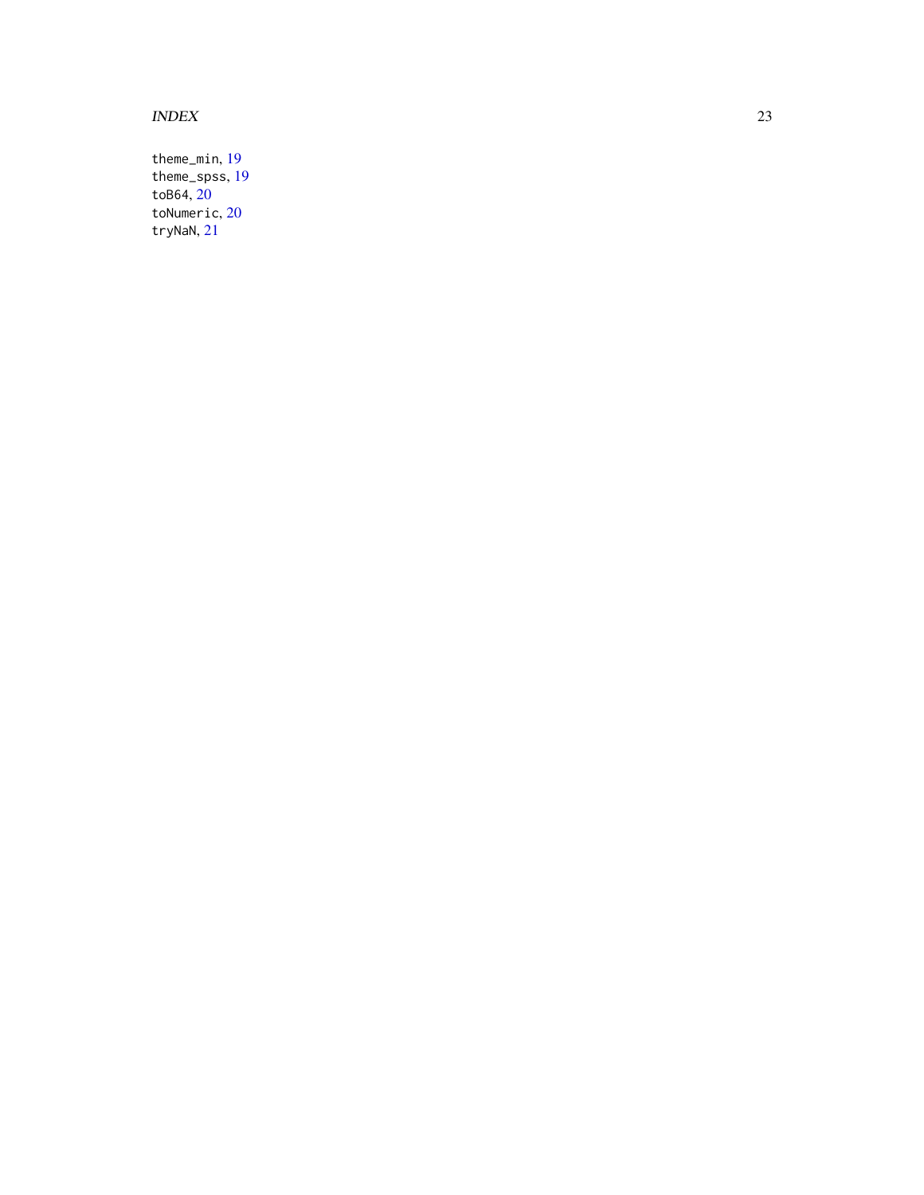theme_min, 19
theme_spss, 19
toB64, 20
toNumeric, 20
tryNaN, 21